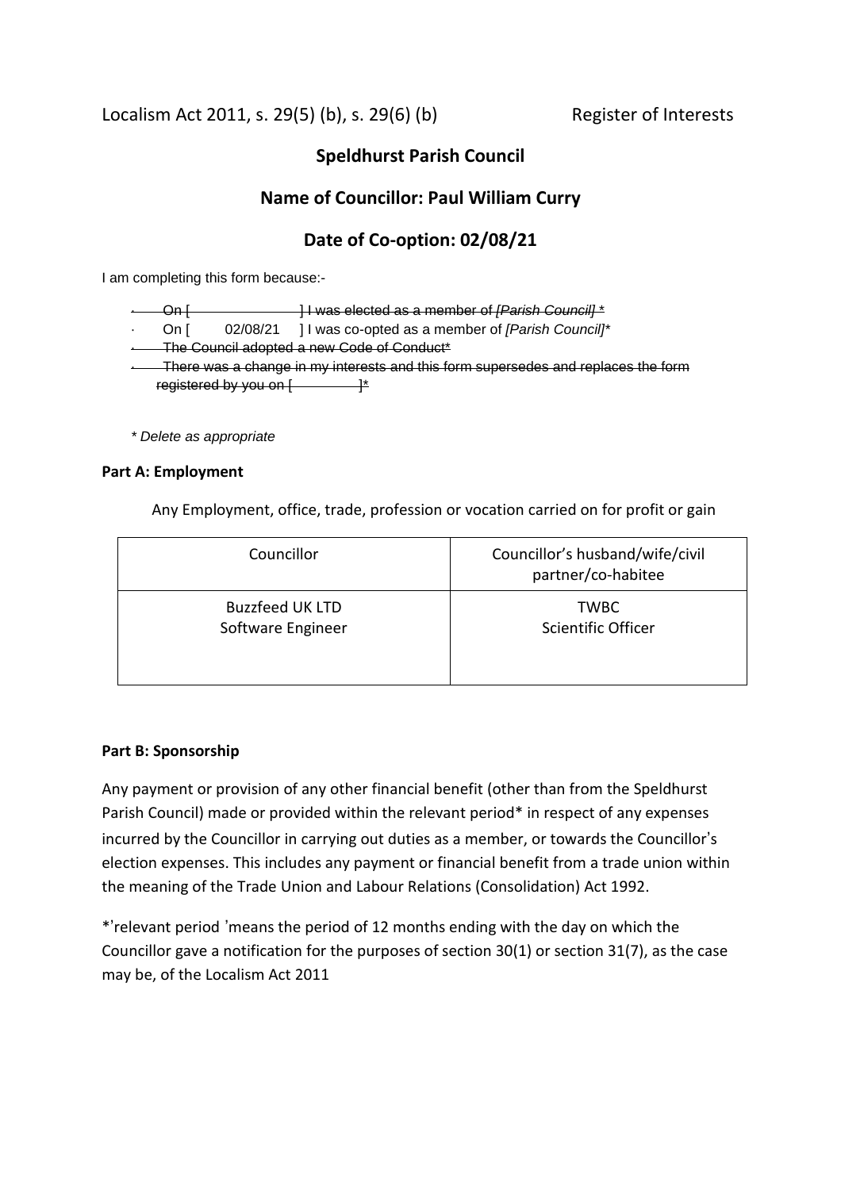Localism Act 2011, s. 29(5) (b), s. 29(6) (b) Register of Interests

## Speldhurst Parish Council

## Name of Councillor: Paul William Curry

## Date of Co-option: 02/08/21

I am completing this form because:-

- ~~On [ ] I was elected as a member of *[Parish Council]* *~~
- On [ 02/08/21 ] I was co-opted as a member of *[Parish Council]**
- ~~The Council adopted a new Code of Conduct*~~
- ~~There was a change in my interests and this form supersedes and replaces the form registered by you on [ ]*~~

*\* Delete as appropriate*

**Part A: Employment**

Any Employment, office, trade, profession or vocation carried on for profit or gain

| Councillor | Councillor's husband/wife/civil partner/co-habitee |
|---|---|
| Buzzfeed UK LTD<br>Software Engineer | TWBC<br>Scientific Officer |

**Part B: Sponsorship**

Any payment or provision of any other financial benefit (other than from the Speldhurst Parish Council) made or provided within the relevant period* in respect of any expenses incurred by the Councillor in carrying out duties as a member, or towards the Councillor's election expenses. This includes any payment or financial benefit from a trade union within the meaning of the Trade Union and Labour Relations (Consolidation) Act 1992.

*'relevant period 'means the period of 12 months ending with the day on which the Councillor gave a notification for the purposes of section 30(1) or section 31(7), as the case may be, of the Localism Act 2011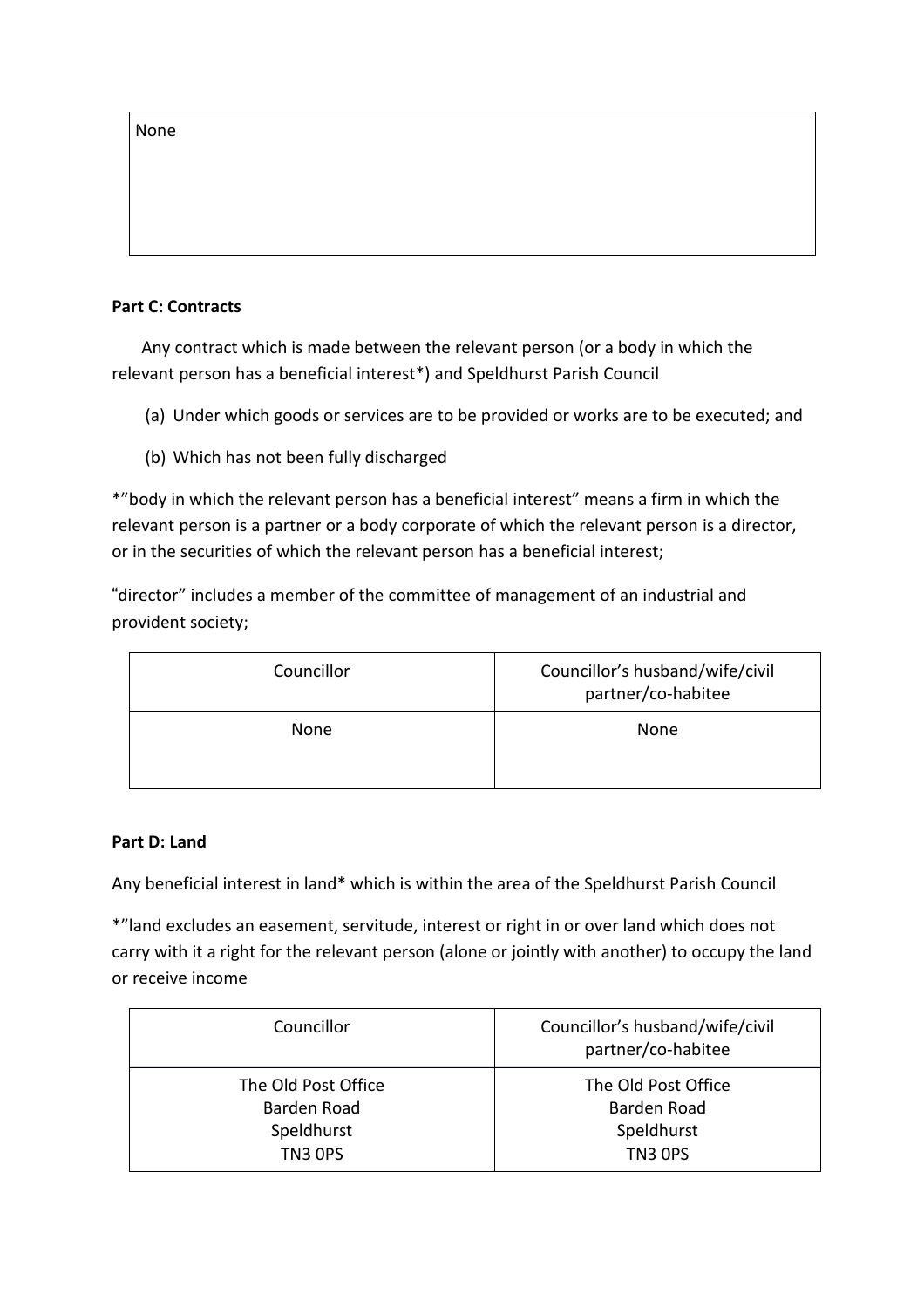| None |
|---|

**Part C: Contracts**

Any contract which is made between the relevant person (or a body in which the relevant person has a beneficial interest*) and Speldhurst Parish Council

(a) Under which goods or services are to be provided or works are to be executed; and

(b) Which has not been fully discharged

*"body in which the relevant person has a beneficial interest" means a firm in which the relevant person is a partner or a body corporate of which the relevant person is a director, or in the securities of which the relevant person has a beneficial interest;

"director" includes a member of the committee of management of an industrial and provident society;

| Councillor | Councillor's husband/wife/civil partner/co-habitee |
|---|---|
| None | None |

**Part D: Land**

Any beneficial interest in land* which is within the area of the Speldhurst Parish Council

*"land excludes an easement, servitude, interest or right in or over land which does not carry with it a right for the relevant person (alone or jointly with another) to occupy the land or receive income

| Councillor | Councillor's husband/wife/civil partner/co-habitee |
|---|---|
| The Old Post Office<br>Barden Road<br>Speldhurst<br>TN3 0PS | The Old Post Office<br>Barden Road<br>Speldhurst<br>TN3 0PS |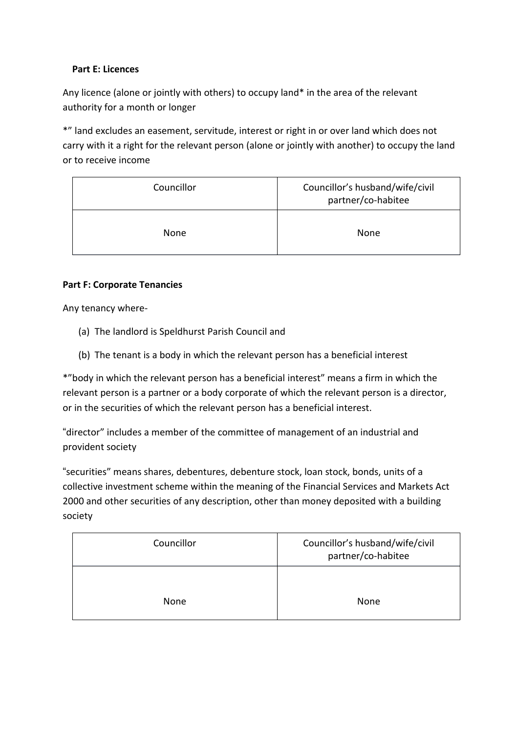**Part E: Licences**

Any licence (alone or jointly with others) to occupy land* in the area of the relevant authority for a month or longer

*" land excludes an easement, servitude, interest or right in or over land which does not carry with it a right for the relevant person (alone or jointly with another) to occupy the land or to receive income

| Councillor | Councillor's husband/wife/civil partner/co-habitee |
|---|---|
| None | None |

**Part F: Corporate Tenancies**

Any tenancy where-

(a) The landlord is Speldhurst Parish Council and

(b) The tenant is a body in which the relevant person has a beneficial interest

*"body in which the relevant person has a beneficial interest" means a firm in which the relevant person is a partner or a body corporate of which the relevant person is a director, or in the securities of which the relevant person has a beneficial interest.

"director" includes a member of the committee of management of an industrial and provident society

"securities" means shares, debentures, debenture stock, loan stock, bonds, units of a collective investment scheme within the meaning of the Financial Services and Markets Act 2000 and other securities of any description, other than money deposited with a building society

| Councillor | Councillor's husband/wife/civil partner/co-habitee |
|---|---|
| None | None |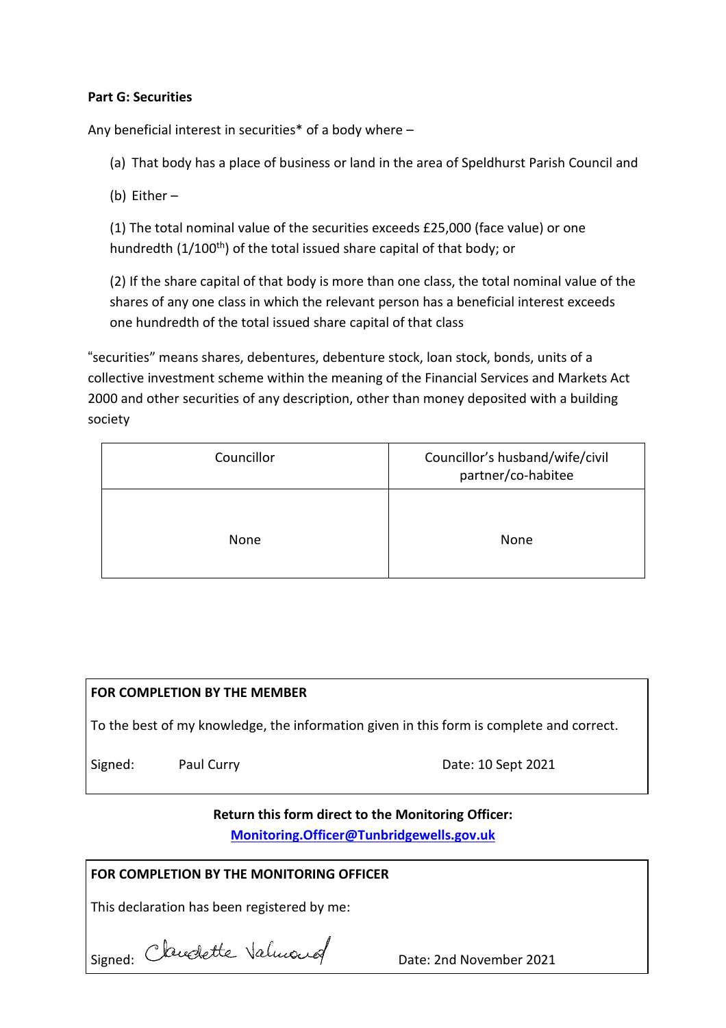**Part G: Securities**

Any beneficial interest in securities* of a body where –

(a) That body has a place of business or land in the area of Speldhurst Parish Council and

(b) Either –

(1) The total nominal value of the securities exceeds £25,000 (face value) or one hundredth (1/100th) of the total issued share capital of that body; or

(2) If the share capital of that body is more than one class, the total nominal value of the shares of any one class in which the relevant person has a beneficial interest exceeds one hundredth of the total issued share capital of that class

"securities" means shares, debentures, debenture stock, loan stock, bonds, units of a collective investment scheme within the meaning of the Financial Services and Markets Act 2000 and other securities of any description, other than money deposited with a building society

| Councillor | Councillor's husband/wife/civil partner/co-habitee |
|---|---|
| None | None |

| **FOR COMPLETION BY THE MEMBER** | |
|---|---|
| To the best of my knowledge, the information given in this form is complete and correct. | |
| Signed: Paul Curry | Date: 10 Sept 2021 |

**Return this form direct to the Monitoring Officer:**
**Monitoring.Officer@Tunbridgewells.gov.uk**

| **FOR COMPLETION BY THE MONITORING OFFICER** | |
|---|---|
| This declaration has been registered by me: | |
| Signed: Claudette Valmond | Date: 2nd November 2021 |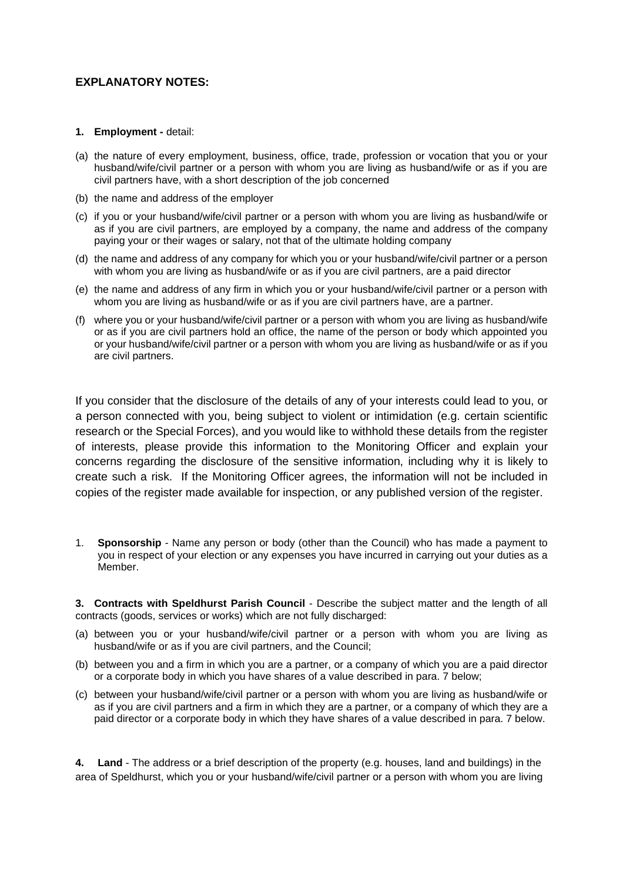**EXPLANATORY NOTES:**

**1. Employment -** detail:

(a) the nature of every employment, business, office, trade, profession or vocation that you or your husband/wife/civil partner or a person with whom you are living as husband/wife or as if you are civil partners have, with a short description of the job concerned

(b) the name and address of the employer

(c) if you or your husband/wife/civil partner or a person with whom you are living as husband/wife or as if you are civil partners, are employed by a company, the name and address of the company paying your or their wages or salary, not that of the ultimate holding company

(d) the name and address of any company for which you or your husband/wife/civil partner or a person with whom you are living as husband/wife or as if you are civil partners, are a paid director

(e) the name and address of any firm in which you or your husband/wife/civil partner or a person with whom you are living as husband/wife or as if you are civil partners have, are a partner.

(f) where you or your husband/wife/civil partner or a person with whom you are living as husband/wife or as if you are civil partners hold an office, the name of the person or body which appointed you or your husband/wife/civil partner or a person with whom you are living as husband/wife or as if you are civil partners.

If you consider that the disclosure of the details of any of your interests could lead to you, or a person connected with you, being subject to violent or intimidation (e.g. certain scientific research or the Special Forces), and you would like to withhold these details from the register of interests, please provide this information to the Monitoring Officer and explain your concerns regarding the disclosure of the sensitive information, including why it is likely to create such a risk. If the Monitoring Officer agrees, the information will not be included in copies of the register made available for inspection, or any published version of the register.

1. **Sponsorship** - Name any person or body (other than the Council) who has made a payment to you in respect of your election or any expenses you have incurred in carrying out your duties as a Member.

**3. Contracts with Speldhurst Parish Council** - Describe the subject matter and the length of all contracts (goods, services or works) which are not fully discharged:

(a) between you or your husband/wife/civil partner or a person with whom you are living as husband/wife or as if you are civil partners, and the Council;

(b) between you and a firm in which you are a partner, or a company of which you are a paid director or a corporate body in which you have shares of a value described in para. 7 below;

(c) between your husband/wife/civil partner or a person with whom you are living as husband/wife or as if you are civil partners and a firm in which they are a partner, or a company of which they are a paid director or a corporate body in which they have shares of a value described in para. 7 below.

**4. Land** - The address or a brief description of the property (e.g. houses, land and buildings) in the area of Speldhurst, which you or your husband/wife/civil partner or a person with whom you are living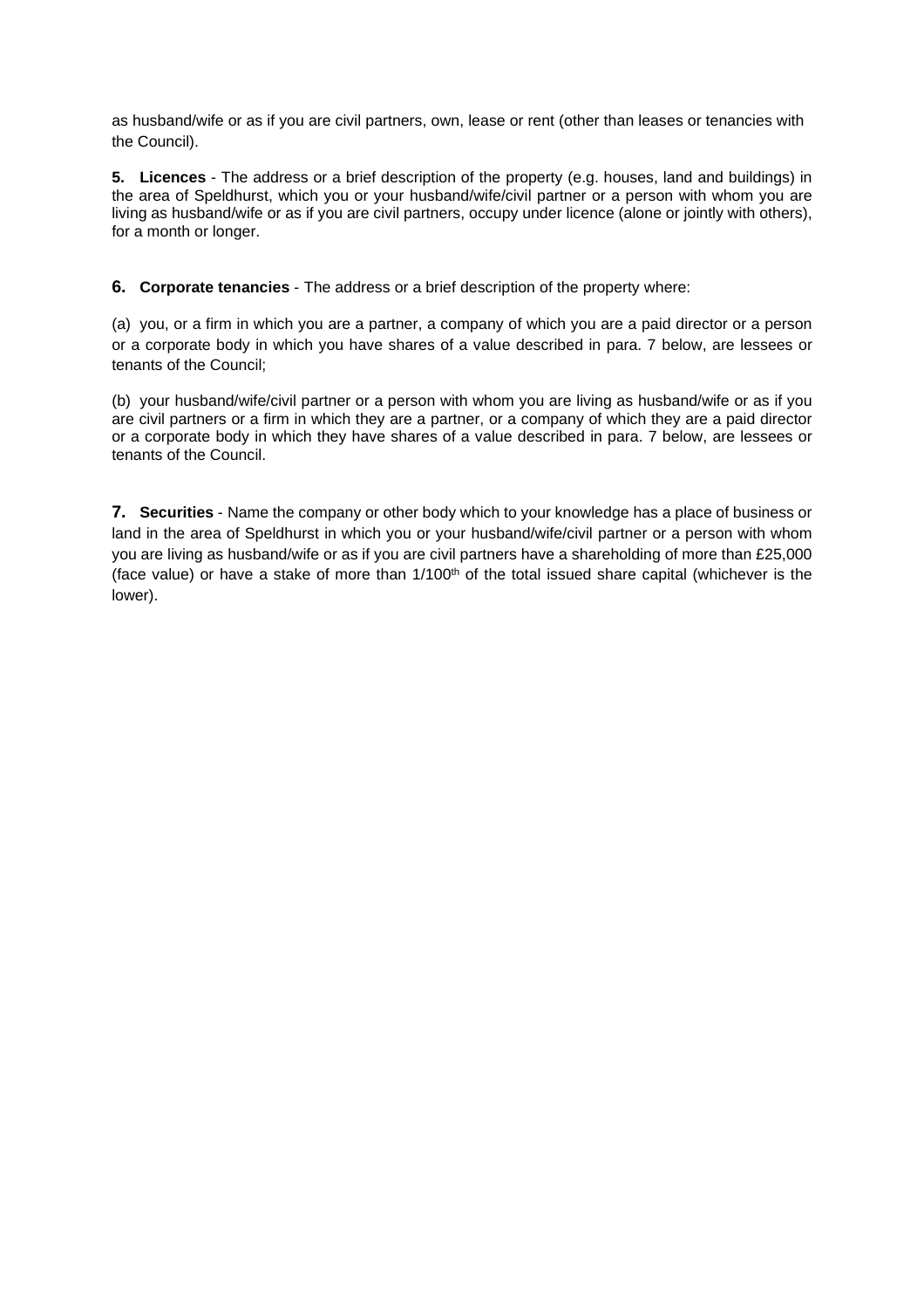as husband/wife or as if you are civil partners, own, lease or rent (other than leases or tenancies with the Council).

**5. Licences** - The address or a brief description of the property (e.g. houses, land and buildings) in the area of Speldhurst, which you or your husband/wife/civil partner or a person with whom you are living as husband/wife or as if you are civil partners, occupy under licence (alone or jointly with others), for a month or longer.

**6. Corporate tenancies** - The address or a brief description of the property where:

(a) you, or a firm in which you are a partner, a company of which you are a paid director or a person or a corporate body in which you have shares of a value described in para. 7 below, are lessees or tenants of the Council;

(b) your husband/wife/civil partner or a person with whom you are living as husband/wife or as if you are civil partners or a firm in which they are a partner, or a company of which they are a paid director or a corporate body in which they have shares of a value described in para. 7 below, are lessees or tenants of the Council.

**7. Securities** - Name the company or other body which to your knowledge has a place of business or land in the area of Speldhurst in which you or your husband/wife/civil partner or a person with whom you are living as husband/wife or as if you are civil partners have a shareholding of more than £25,000 (face value) or have a stake of more than 1/100th of the total issued share capital (whichever is the lower).